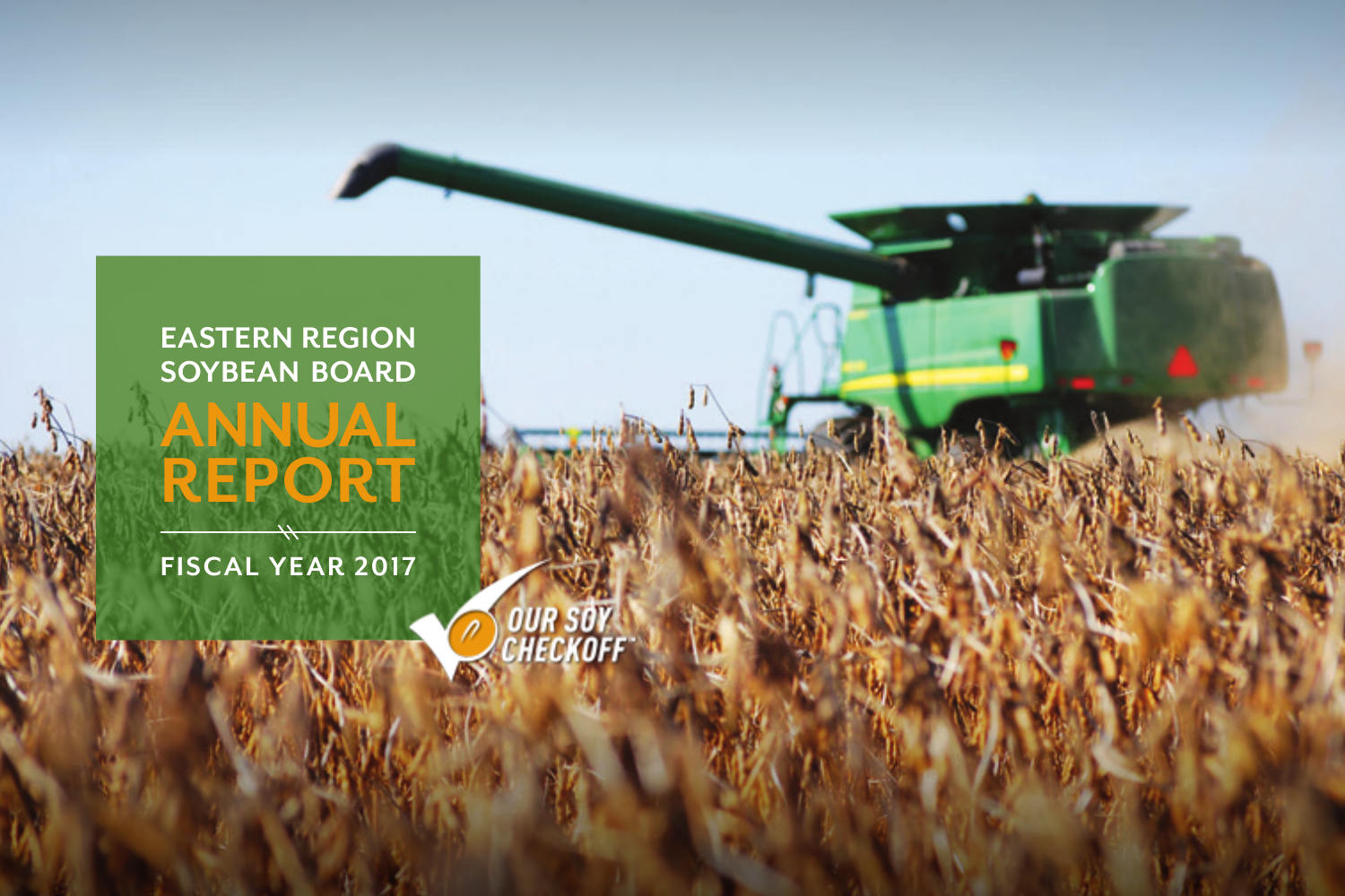# EASTERN REGION SOYBEAN BOARD

# ANNUAL REPORT

FISCAL YEAR 2017

OUR SOY CHECKOFF™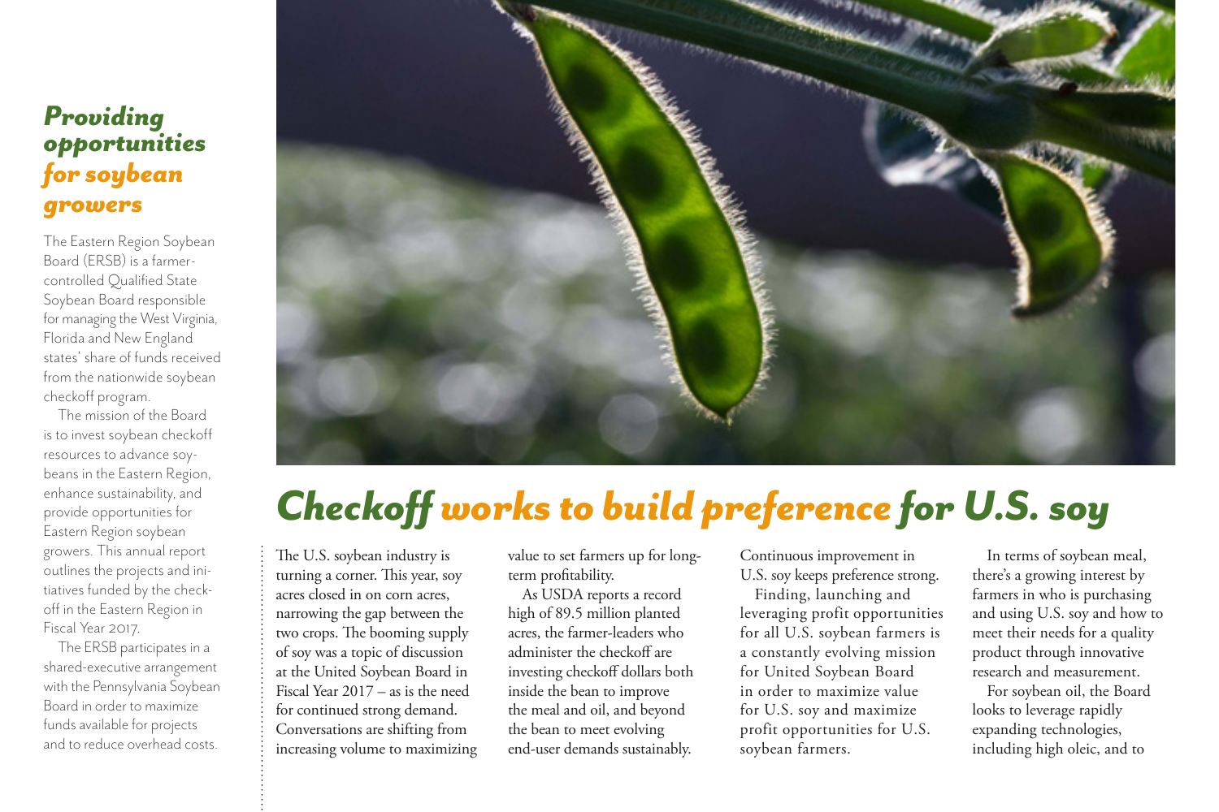## *Providing opportunities for soybean growers*

The Eastern Region Soybean Board (ERSB) is a farmer-controlled Qualified State Soybean Board responsible for managing the West Virginia, Florida and New England states' share of funds received from the nationwide soybean checkoff program.

The mission of the Board is to invest soybean checkoff resources to advance soybeans in the Eastern Region, enhance sustainability, and provide opportunities for Eastern Region soybean growers. This annual report outlines the projects and initiatives funded by the checkoff in the Eastern Region in Fiscal Year 2017.

The ERSB participates in a shared-executive arrangement with the Pennsylvania Soybean Board in order to maximize funds available for projects and to reduce overhead costs.

# *Checkoff works to build preference for U.S. soy*

The U.S. soybean industry is turning a corner. This year, soy acres closed in on corn acres, narrowing the gap between the two crops. The booming supply of soy was a topic of discussion at the United Soybean Board in Fiscal Year 2017 – as is the need for continued strong demand. Conversations are shifting from increasing volume to maximizing value to set farmers up for long-term profitability.

As USDA reports a record high of 89.5 million planted acres, the farmer-leaders who administer the checkoff are investing checkoff dollars both inside the bean to improve the meal and oil, and beyond the bean to meet evolving end-user demands sustainably.

Continuous improvement in U.S. soy keeps preference strong.

Finding, launching and leveraging profit opportunities for all U.S. soybean farmers is a constantly evolving mission for United Soybean Board in order to maximize value for U.S. soy and maximize profit opportunities for U.S. soybean farmers.

In terms of soybean meal, there's a growing interest by farmers in who is purchasing and using U.S. soy and how to meet their needs for a quality product through innovative research and measurement.

For soybean oil, the Board looks to leverage rapidly expanding technologies, including high oleic, and to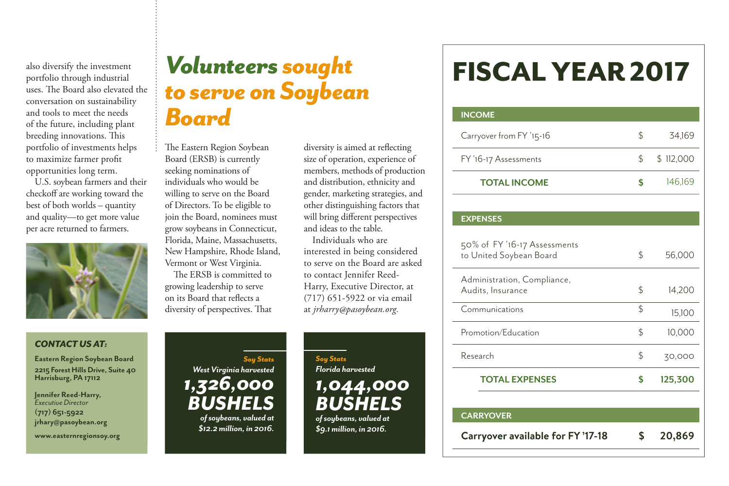also diversify the investment portfolio through industrial uses. The Board also elevated the conversation on sustainability and tools to meet the needs of the future, including plant breeding innovations. This portfolio of investments helps to maximize farmer profit opportunities long term.

U.S. soybean farmers and their checkoff are working toward the best of both worlds – quantity and quality—to get more value per acre returned to farmers.

***CONTACT US AT:***

**Eastern Region Soybean Board**
**2215 Forest Hills Drive, Suite 40**
**Harrisburg, PA 17112**

**Jennifer Reed-Harry,**
*Executive Director*
**(717) 651-5922**
**jrhary@pasoybean.org**

**www.easternregionsoy.org**

# *Volunteers sought to serve on Soybean Board*

The Eastern Region Soybean Board (ERSB) is currently seeking nominations of individuals who would be willing to serve on the Board of Directors. To be eligible to join the Board, nominees must grow soybeans in Connecticut, Florida, Maine, Massachusetts, New Hampshire, Rhode Island, Vermont or West Virginia.

The ERSB is committed to growing leadership to serve on its Board that reflects a diversity of perspectives. That diversity is aimed at reflecting size of operation, experience of members, methods of production and distribution, ethnicity and gender, marketing strategies, and other distinguishing factors that will bring different perspectives and ideas to the table.

Individuals who are interested in being considered to serve on the Board are asked to contact Jennifer Reed-Harry, Executive Director, at (717) 651-5922 or via email at *jrharry@pasoybean.org*.

***Soy Stats***
***West Virginia harvested***
***1,326,000 BUSHELS***
***of soybeans, valued at $12.2 million, in 2016.***

***Soy Stats***
***Florida harvested***
***1,044,000 BUSHELS***
***of soybeans, valued at $9.1 million, in 2016.***

# FISCAL YEAR 2017

| **INCOME** | | |
|---|---|---|
| Carryover from FY '15-16 | $ | 34,169 |
| FY '16-17 Assessments | $ | $ 112,000 |
| **TOTAL INCOME** | **$** | 146,169 |

| **EXPENSES** | | |
|---|---|---|
| 50% of FY '16-17 Assessments to United Soybean Board | $ | 56,000 |
| Administration, Compliance, Audits, Insurance | $ | 14,200 |
| Communications | $ | 15,100 |
| Promotion/Education | $ | 10,000 |
| Research | $ | 30,000 |
| **TOTAL EXPENSES** | **$** | **125,300** |

| **CARRYOVER** | | |
|---|---|---|
| **Carryover available for FY '17-18** | **$** | **20,869** |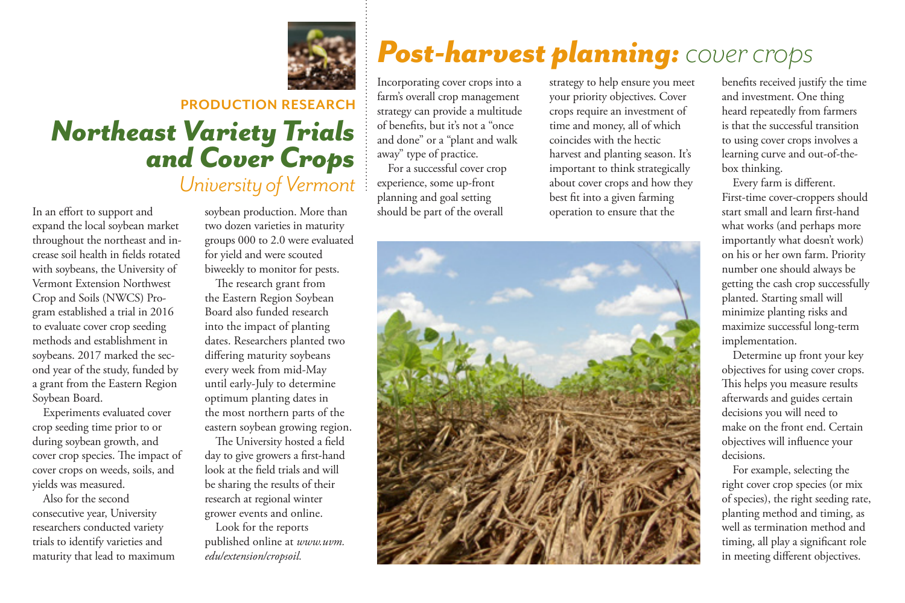PRODUCTION RESEARCH

# Northeast Variety Trials and Cover Crops

## University of Vermont

In an effort to support and expand the local soybean market throughout the northeast and increase soil health in fields rotated with soybeans, the University of Vermont Extension Northwest Crop and Soils (NWCS) Program established a trial in 2016 to evaluate cover crop seeding methods and establishment in soybeans. 2017 marked the second year of the study, funded by a grant from the Eastern Region Soybean Board.

Experiments evaluated cover crop seeding time prior to or during soybean growth, and cover crop species. The impact of cover crops on weeds, soils, and yields was measured.

Also for the second consecutive year, University researchers conducted variety trials to identify varieties and maturity that lead to maximum soybean production. More than two dozen varieties in maturity groups 000 to 2.0 were evaluated for yield and were scouted biweekly to monitor for pests.

The research grant from the Eastern Region Soybean Board also funded research into the impact of planting dates. Researchers planted two differing maturity soybeans every week from mid-May until early-July to determine optimum planting dates in the most northern parts of the eastern soybean growing region.

The University hosted a field day to give growers a first-hand look at the field trials and will be sharing the results of their research at regional winter grower events and online.

Look for the reports published online at *www.uvm.edu/extension/cropsoil.*

# Post-harvest planning: cover crops

Incorporating cover crops into a farm's overall crop management strategy can provide a multitude of benefits, but it's not a "once and done" or a "plant and walk away" type of practice.

For a successful cover crop experience, some up-front planning and goal setting should be part of the overall strategy to help ensure you meet your priority objectives. Cover crops require an investment of time and money, all of which coincides with the hectic harvest and planting season. It's important to think strategically about cover crops and how they best fit into a given farming operation to ensure that the benefits received justify the time and investment. One thing heard repeatedly from farmers is that the successful transition to using cover crops involves a learning curve and out-of-the-box thinking.

Every farm is different. First-time cover-croppers should start small and learn first-hand what works (and perhaps more importantly what doesn't work) on his or her own farm. Priority number one should always be getting the cash crop successfully planted. Starting small will minimize planting risks and maximize successful long-term implementation.

Determine up front your key objectives for using cover crops. This helps you measure results afterwards and guides certain decisions you will need to make on the front end. Certain objectives will influence your decisions.

For example, selecting the right cover crop species (or mix of species), the right seeding rate, planting method and timing, as well as termination method and timing, all play a significant role in meeting different objectives.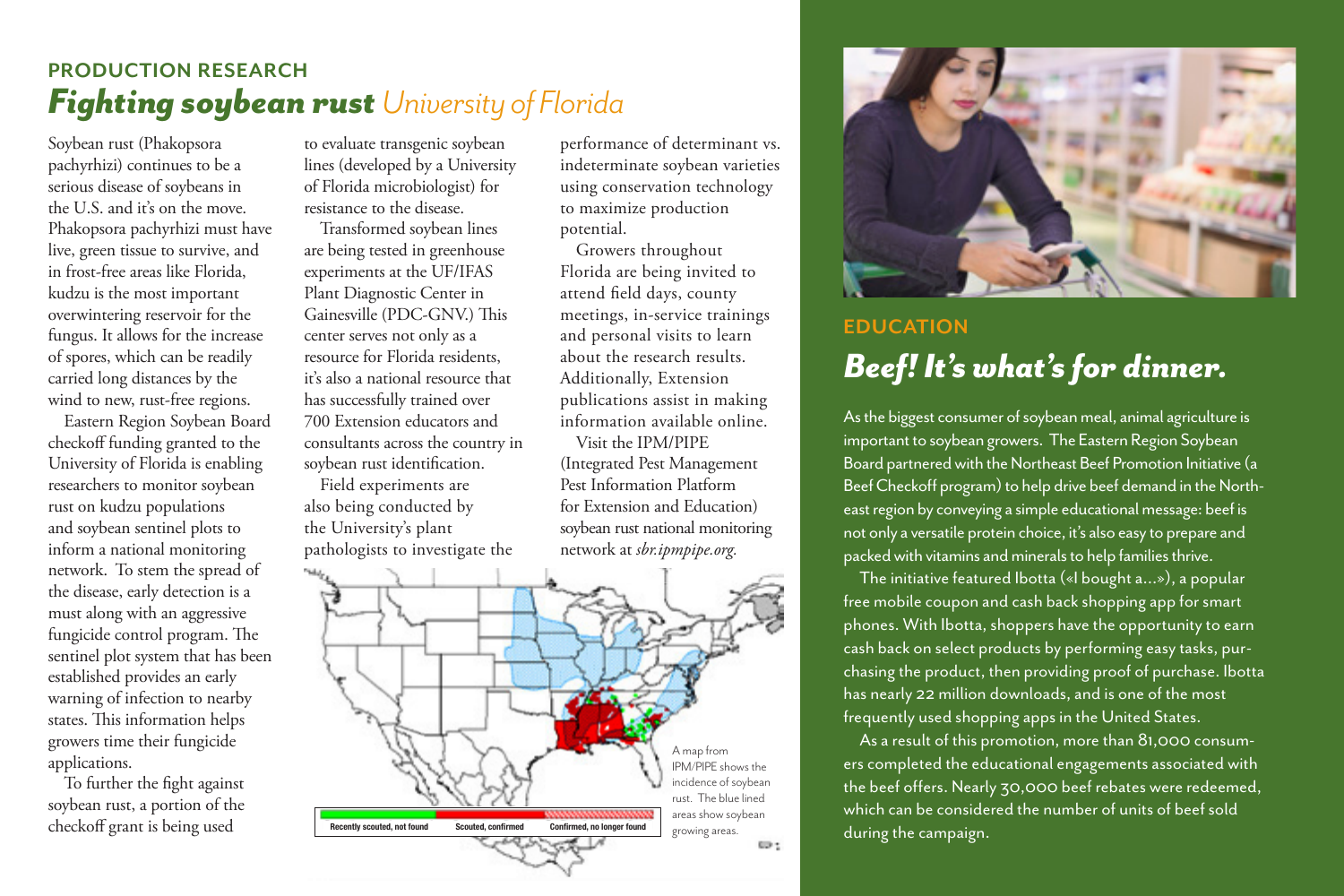## PRODUCTION RESEARCH

# *Fighting soybean rust* University of Florida

Soybean rust (Phakopsora pachyrhizi) continues to be a serious disease of soybeans in the U.S. and it's on the move. Phakopsora pachyrhizi must have live, green tissue to survive, and in frost-free areas like Florida, kudzu is the most important overwintering reservoir for the fungus. It allows for the increase of spores, which can be readily carried long distances by the wind to new, rust-free regions.

Eastern Region Soybean Board checkoff funding granted to the University of Florida is enabling researchers to monitor soybean rust on kudzu populations and soybean sentinel plots to inform a national monitoring network. To stem the spread of the disease, early detection is a must along with an aggressive fungicide control program. The sentinel plot system that has been established provides an early warning of infection to nearby states. This information helps growers time their fungicide applications.

To further the fight against soybean rust, a portion of the checkoff grant is being used to evaluate transgenic soybean lines (developed by a University of Florida microbiologist) for resistance to the disease.

Transformed soybean lines are being tested in greenhouse experiments at the UF/IFAS Plant Diagnostic Center in Gainesville (PDC-GNV.) This center serves not only as a resource for Florida residents, it's also a national resource that has successfully trained over 700 Extension educators and consultants across the country in soybean rust identification.

Field experiments are also being conducted by the University's plant pathologists to investigate the performance of determinant vs. indeterminate soybean varieties using conservation technology to maximize production potential.

Growers throughout Florida are being invited to attend field days, county meetings, in-service trainings and personal visits to learn about the research results. Additionally, Extension publications assist in making information available online.

Visit the IPM/PIPE (Integrated Pest Management Pest Information Platform for Extension and Education) soybean rust national monitoring network at *sbr.ipmpipe.org.*

Recently scouted, not found | Scouted, confirmed | Confirmed, no longer found

A map from IPM/PIPE shows the incidence of soybean rust. The blue lined areas show soybean growing areas.

## EDUCATION

# *Beef! It's what's for dinner.*

As the biggest consumer of soybean meal, animal agriculture is important to soybean growers. The Eastern Region Soybean Board partnered with the Northeast Beef Promotion Initiative (a Beef Checkoff program) to help drive beef demand in the Northeast region by conveying a simple educational message: beef is not only a versatile protein choice, it's also easy to prepare and packed with vitamins and minerals to help families thrive.

The initiative featured Ibotta («I bought a…»), a popular free mobile coupon and cash back shopping app for smart phones. With Ibotta, shoppers have the opportunity to earn cash back on select products by performing easy tasks, purchasing the product, then providing proof of purchase. Ibotta has nearly 22 million downloads, and is one of the most frequently used shopping apps in the United States.

As a result of this promotion, more than 81,000 consumers completed the educational engagements associated with the beef offers. Nearly 30,000 beef rebates were redeemed, which can be considered the number of units of beef sold during the campaign.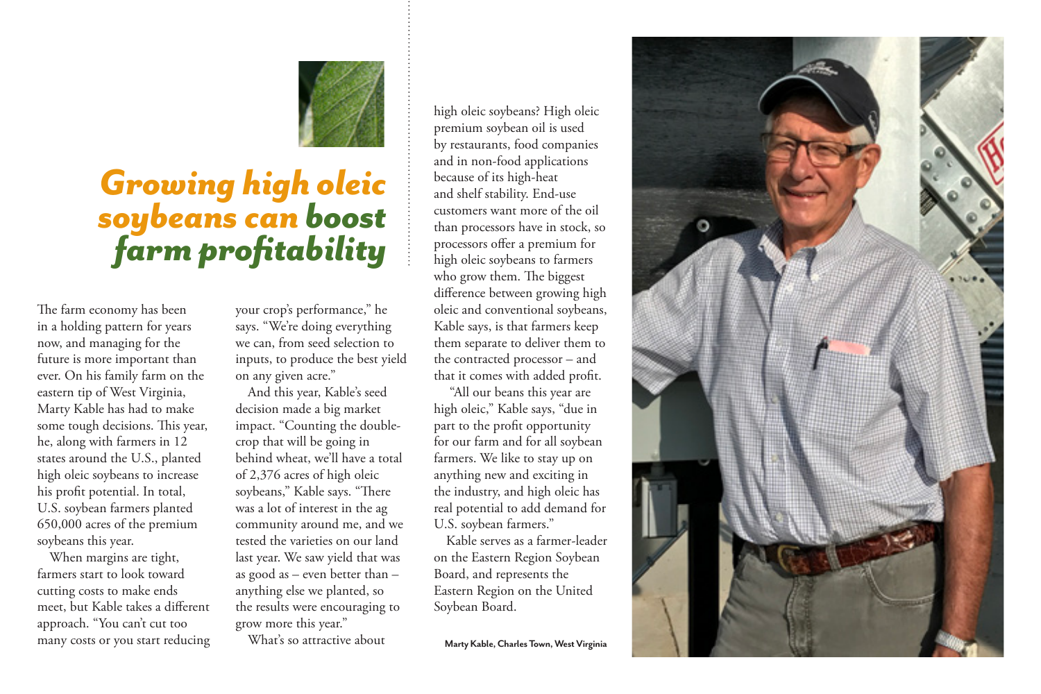# *Growing high oleic soybeans can **boost** farm profitability*

The farm economy has been in a holding pattern for years now, and managing for the future is more important than ever. On his family farm on the eastern tip of West Virginia, Marty Kable has had to make some tough decisions. This year, he, along with farmers in 12 states around the U.S., planted high oleic soybeans to increase his profit potential. In total, U.S. soybean farmers planted 650,000 acres of the premium soybeans this year.

When margins are tight, farmers start to look toward cutting costs to make ends meet, but Kable takes a different approach. "You can't cut too many costs or you start reducing your crop's performance," he says. "We're doing everything we can, from seed selection to inputs, to produce the best yield on any given acre."

And this year, Kable's seed decision made a big market impact. "Counting the double-crop that will be going in behind wheat, we'll have a total of 2,376 acres of high oleic soybeans," Kable says. "There was a lot of interest in the ag community around me, and we tested the varieties on our land last year. We saw yield that was as good as – even better than – anything else we planted, so the results were encouraging to grow more this year."

What's so attractive about high oleic soybeans? High oleic premium soybean oil is used by restaurants, food companies and in non-food applications because of its high-heat and shelf stability. End-use customers want more of the oil than processors have in stock, so processors offer a premium for high oleic soybeans to farmers who grow them. The biggest difference between growing high oleic and conventional soybeans, Kable says, is that farmers keep them separate to deliver them to the contracted processor – and that it comes with added profit.

"All our beans this year are high oleic," Kable says, "due in part to the profit opportunity for our farm and for all soybean farmers. We like to stay up on anything new and exciting in the industry, and high oleic has real potential to add demand for U.S. soybean farmers."

Kable serves as a farmer-leader on the Eastern Region Soybean Board, and represents the Eastern Region on the United Soybean Board.

**Marty Kable, Charles Town, West Virginia**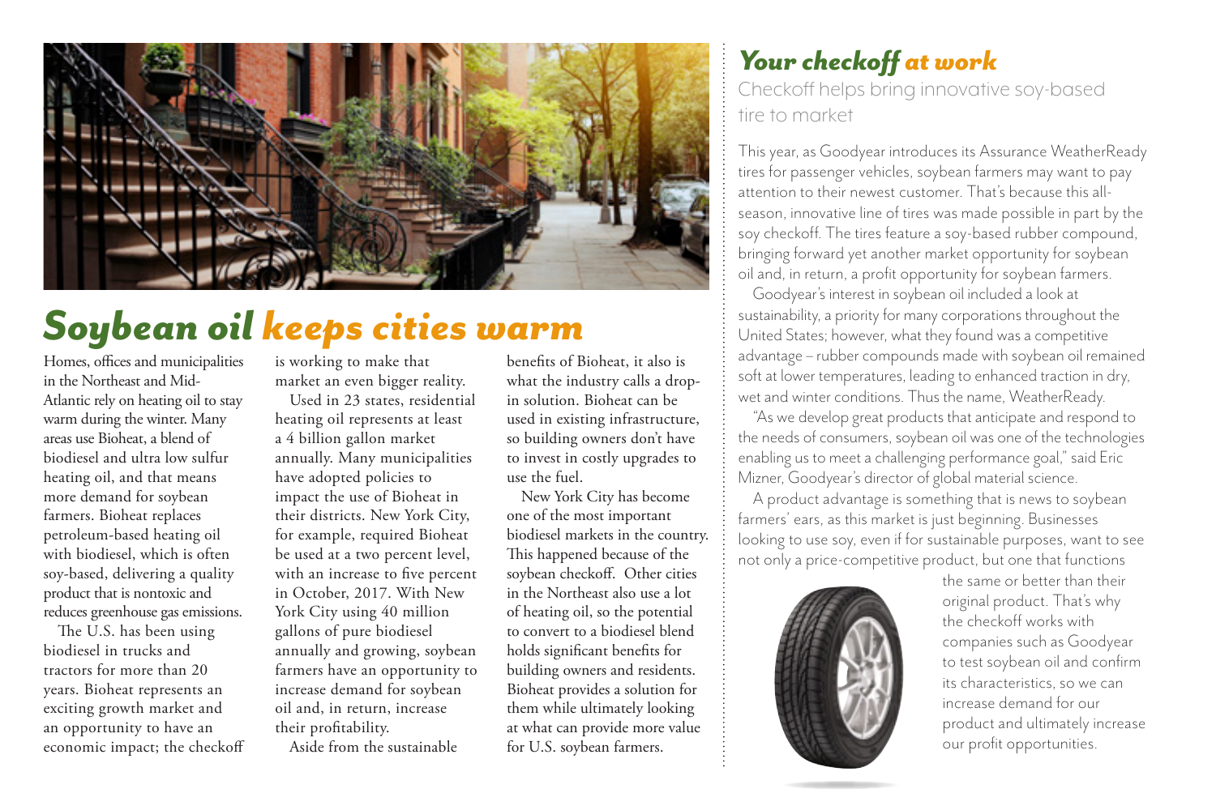# Soybean oil keeps cities warm

Homes, offices and municipalities in the Northeast and Mid-Atlantic rely on heating oil to stay warm during the winter. Many areas use Bioheat, a blend of biodiesel and ultra low sulfur heating oil, and that means more demand for soybean farmers. Bioheat replaces petroleum-based heating oil with biodiesel, which is often soy-based, delivering a quality product that is nontoxic and reduces greenhouse gas emissions.

The U.S. has been using biodiesel in trucks and tractors for more than 20 years. Bioheat represents an exciting growth market and an opportunity to have an economic impact; the checkoff is working to make that market an even bigger reality.

Used in 23 states, residential heating oil represents at least a 4 billion gallon market annually. Many municipalities have adopted policies to impact the use of Bioheat in their districts. New York City, for example, required Bioheat be used at a two percent level, with an increase to five percent in October, 2017. With New York City using 40 million gallons of pure biodiesel annually and growing, soybean farmers have an opportunity to increase demand for soybean oil and, in return, increase their profitability.

Aside from the sustainable benefits of Bioheat, it also is what the industry calls a drop-in solution. Bioheat can be used in existing infrastructure, so building owners don't have to invest in costly upgrades to use the fuel.

New York City has become one of the most important biodiesel markets in the country. This happened because of the soybean checkoff. Other cities in the Northeast also use a lot of heating oil, so the potential to convert to a biodiesel blend holds significant benefits for building owners and residents. Bioheat provides a solution for them while ultimately looking at what can provide more value for U.S. soybean farmers.

## Your checkoff at work

### Checkoff helps bring innovative soy-based tire to market

This year, as Goodyear introduces its Assurance WeatherReady tires for passenger vehicles, soybean farmers may want to pay attention to their newest customer. That's because this all-season, innovative line of tires was made possible in part by the soy checkoff. The tires feature a soy-based rubber compound, bringing forward yet another market opportunity for soybean oil and, in return, a profit opportunity for soybean farmers.

Goodyear's interest in soybean oil included a look at sustainability, a priority for many corporations throughout the United States; however, what they found was a competitive advantage – rubber compounds made with soybean oil remained soft at lower temperatures, leading to enhanced traction in dry, wet and winter conditions. Thus the name, WeatherReady.

"As we develop great products that anticipate and respond to the needs of consumers, soybean oil was one of the technologies enabling us to meet a challenging performance goal," said Eric Mizner, Goodyear's director of global material science.

A product advantage is something that is news to soybean farmers' ears, as this market is just beginning. Businesses looking to use soy, even if for sustainable purposes, want to see not only a price-competitive product, but one that functions the same or better than their original product. That's why the checkoff works with companies such as Goodyear to test soybean oil and confirm its characteristics, so we can increase demand for our product and ultimately increase our profit opportunities.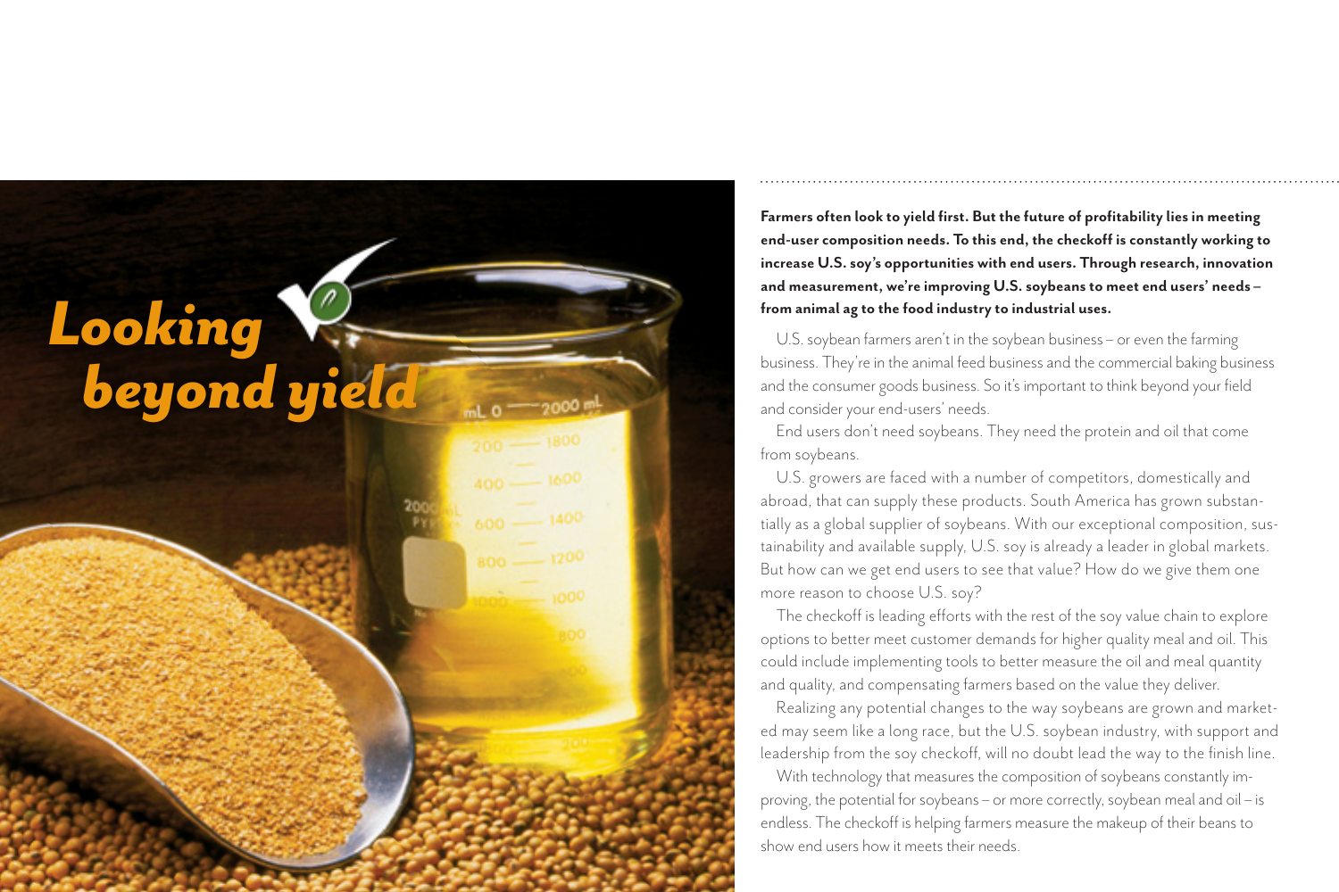# Looking beyond yield

**Farmers often look to yield first. But the future of profitability lies in meeting end-user composition needs. To this end, the checkoff is constantly working to increase U.S. soy's opportunities with end users. Through research, innovation and measurement, we're improving U.S. soybeans to meet end users' needs – from animal ag to the food industry to industrial uses.**

U.S. soybean farmers aren't in the soybean business – or even the farming business. They're in the animal feed business and the commercial baking business and the consumer goods business. So it's important to think beyond your field and consider your end-users' needs.

End users don't need soybeans. They need the protein and oil that come from soybeans.

U.S. growers are faced with a number of competitors, domestically and abroad, that can supply these products. South America has grown substantially as a global supplier of soybeans. With our exceptional composition, sustainability and available supply, U.S. soy is already a leader in global markets. But how can we get end users to see that value? How do we give them one more reason to choose U.S. soy?

The checkoff is leading efforts with the rest of the soy value chain to explore options to better meet customer demands for higher quality meal and oil. This could include implementing tools to better measure the oil and meal quantity and quality, and compensating farmers based on the value they deliver.

Realizing any potential changes to the way soybeans are grown and marketed may seem like a long race, but the U.S. soybean industry, with support and leadership from the soy checkoff, will no doubt lead the way to the finish line.

With technology that measures the composition of soybeans constantly improving, the potential for soybeans – or more correctly, soybean meal and oil – is endless. The checkoff is helping farmers measure the makeup of their beans to show end users how it meets their needs.